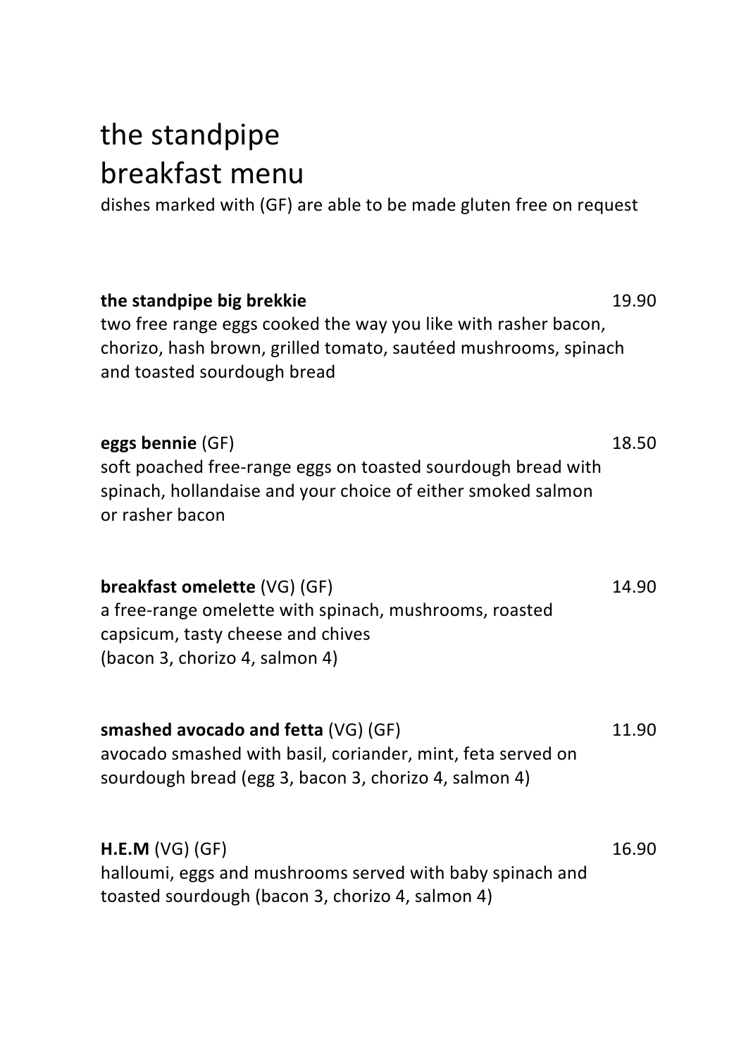# the standpipe
# breakfast menu

dishes marked with (GF) are able to be made gluten free on request

**the standpipe big brekkie** 19.90

two free range eggs cooked the way you like with rasher bacon, chorizo, hash brown, grilled tomato, sautéed mushrooms, spinach and toasted sourdough bread

**eggs bennie** (GF) 18.50

soft poached free-range eggs on toasted sourdough bread with spinach, hollandaise and your choice of either smoked salmon or rasher bacon

**breakfast omelette** (VG) (GF) 14.90

a free-range omelette with spinach, mushrooms, roasted capsicum, tasty cheese and chives
(bacon 3, chorizo 4, salmon 4)

**smashed avocado and fetta** (VG) (GF) 11.90

avocado smashed with basil, coriander, mint, feta served on sourdough bread (egg 3, bacon 3, chorizo 4, salmon 4)

**H.E.M** (VG) (GF) 16.90

halloumi, eggs and mushrooms served with baby spinach and toasted sourdough (bacon 3, chorizo 4, salmon 4)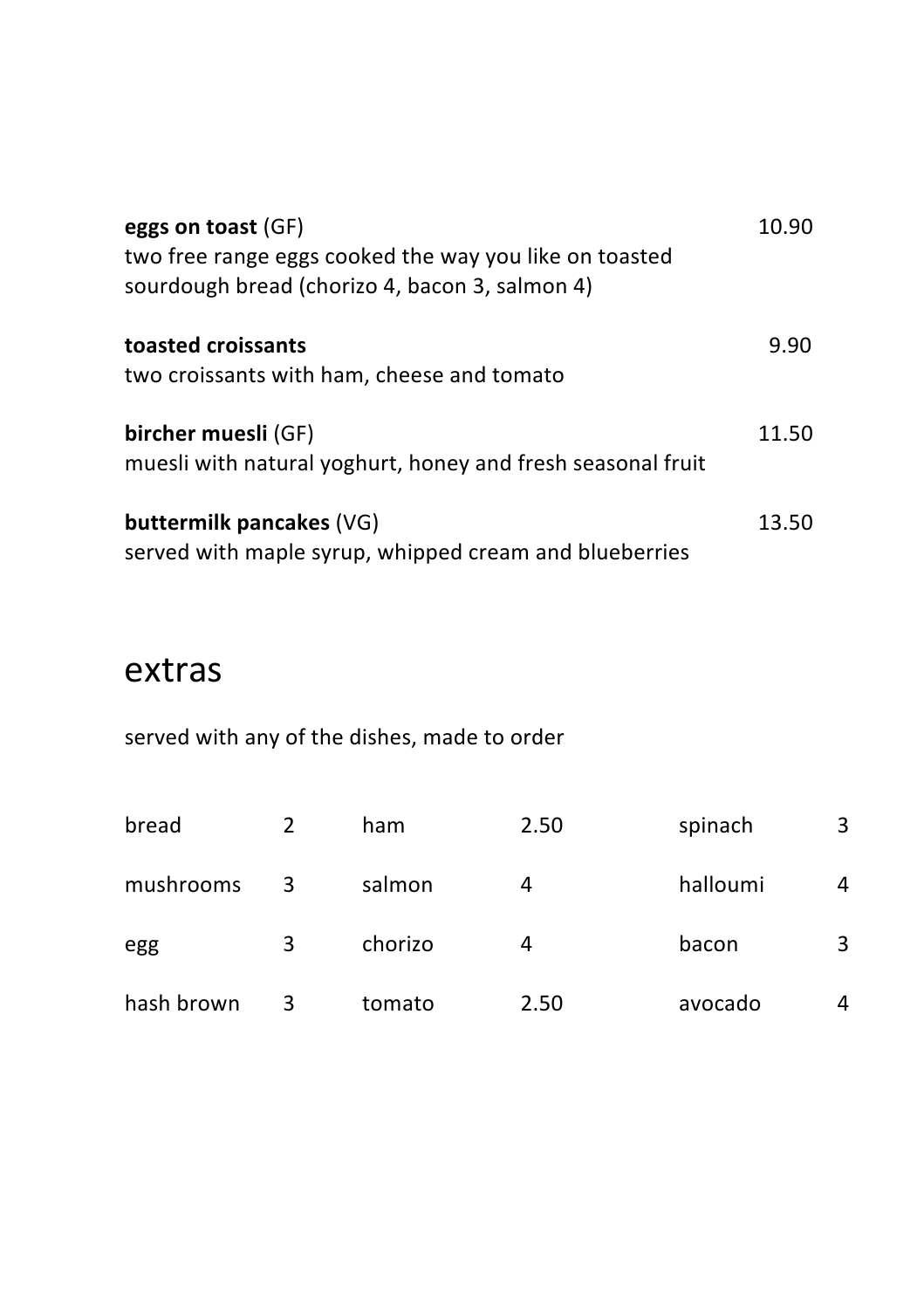**eggs on toast** (GF) 10.90
two free range eggs cooked the way you like on toasted sourdough bread (chorizo 4, bacon 3, salmon 4)

**toasted croissants** 9.90
two croissants with ham, cheese and tomato

**bircher muesli** (GF) 11.50
muesli with natural yoghurt, honey and fresh seasonal fruit

**buttermilk pancakes** (VG) 13.50
served with maple syrup, whipped cream and blueberries

# extras

served with any of the dishes, made to order

| | | | | | |
|---|---|---|---|---|---|
| bread | 2 | ham | 2.50 | spinach | 3 |
| mushrooms | 3 | salmon | 4 | halloumi | 4 |
| egg | 3 | chorizo | 4 | bacon | 3 |
| hash brown | 3 | tomato | 2.50 | avocado | 4 |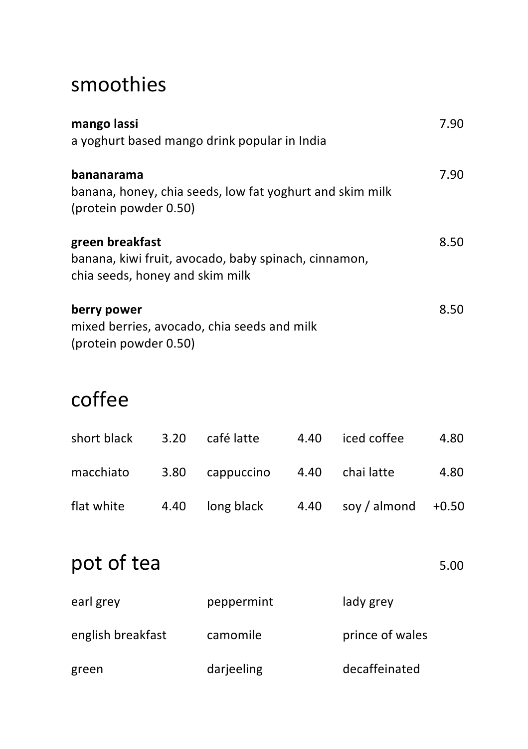## smoothies

**mango lassi** 7.90
a yoghurt based mango drink popular in India

**bananarama** 7.90
banana, honey, chia seeds, low fat yoghurt and skim milk
(protein powder 0.50)

**green breakfast** 8.50
banana, kiwi fruit, avocado, baby spinach, cinnamon,
chia seeds, honey and skim milk

**berry power** 8.50
mixed berries, avocado, chia seeds and milk
(protein powder 0.50)

## coffee

| | | | | | |
|---|---|---|---|---|---|
| short black | 3.20 | café latte | 4.40 | iced coffee | 4.80 |
| macchiato | 3.80 | cappuccino | 4.40 | chai latte | 4.80 |
| flat white | 4.40 | long black | 4.40 | soy / almond | +0.50 |

## pot of tea 5.00

| | | |
|---|---|---|
| earl grey | peppermint | lady grey |
| english breakfast | camomile | prince of wales |
| green | darjeeling | decaffeinated |